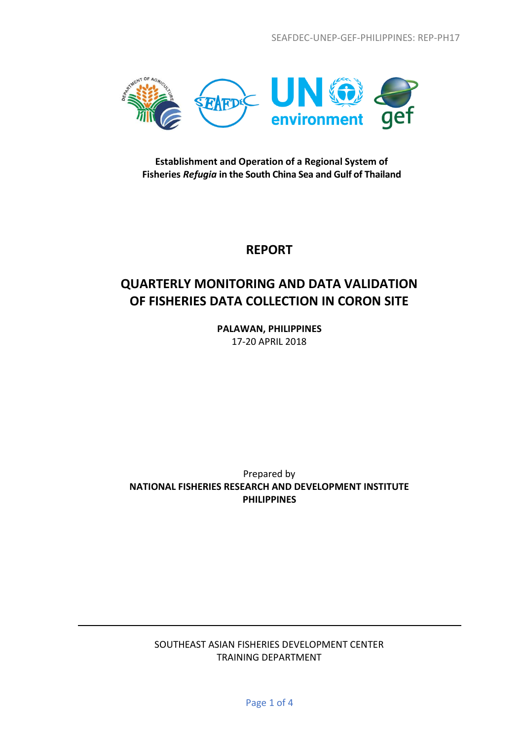SEAFDEC-UNEP-GEF-PHILIPPINES: REP-PH17

**Establishment and Operation of a Regional System of Fisheries *Refugia* in the South China Sea and Gulf of Thailand**

# REPORT

# QUARTERLY MONITORING AND DATA VALIDATION OF FISHERIES DATA COLLECTION IN CORON SITE

**PALAWAN, PHILIPPINES**
17-20 APRIL 2018

Prepared by
**NATIONAL FISHERIES RESEARCH AND DEVELOPMENT INSTITUTE PHILIPPINES**

SOUTHEAST ASIAN FISHERIES DEVELOPMENT CENTER
TRAINING DEPARTMENT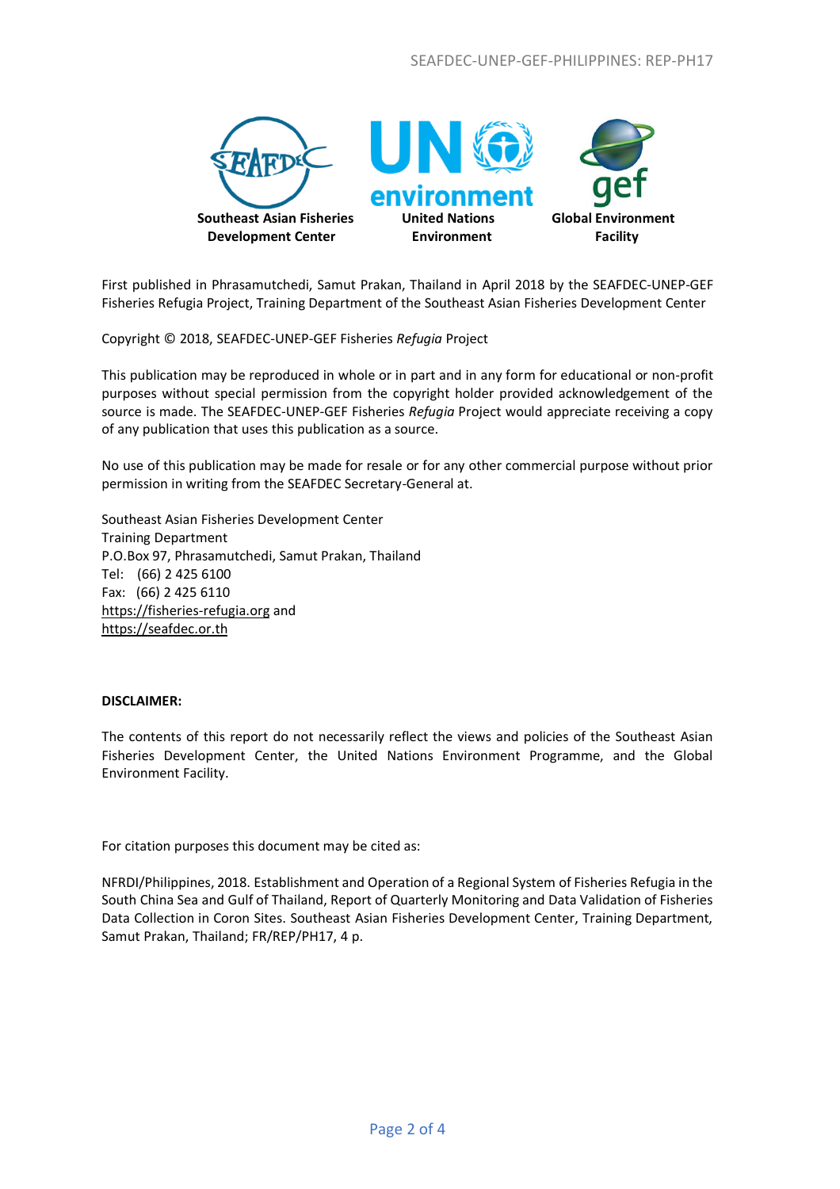Southeast Asian Fisheries Development Center

United Nations Environment

Global Environment Facility

First published in Phrasamutchedi, Samut Prakan, Thailand in April 2018 by the SEAFDEC-UNEP-GEF Fisheries Refugia Project, Training Department of the Southeast Asian Fisheries Development Center

Copyright © 2018, SEAFDEC-UNEP-GEF Fisheries *Refugia* Project

This publication may be reproduced in whole or in part and in any form for educational or non-profit purposes without special permission from the copyright holder provided acknowledgement of the source is made. The SEAFDEC-UNEP-GEF Fisheries *Refugia* Project would appreciate receiving a copy of any publication that uses this publication as a source.

No use of this publication may be made for resale or for any other commercial purpose without prior permission in writing from the SEAFDEC Secretary-General at.

Southeast Asian Fisheries Development Center
Training Department
P.O.Box 97, Phrasamutchedi, Samut Prakan, Thailand
Tel: (66) 2 425 6100
Fax: (66) 2 425 6110
https://fisheries-refugia.org and
https://seafdec.or.th

**DISCLAIMER:**

The contents of this report do not necessarily reflect the views and policies of the Southeast Asian Fisheries Development Center, the United Nations Environment Programme, and the Global Environment Facility.

For citation purposes this document may be cited as:

NFRDI/Philippines, 2018. Establishment and Operation of a Regional System of Fisheries Refugia in the South China Sea and Gulf of Thailand, Report of Quarterly Monitoring and Data Validation of Fisheries Data Collection in Coron Sites. Southeast Asian Fisheries Development Center, Training Department, Samut Prakan, Thailand; FR/REP/PH17, 4 p.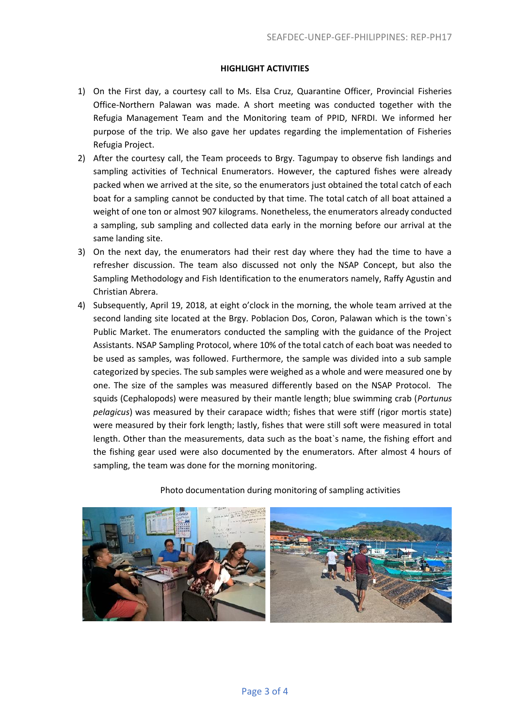**HIGHLIGHT ACTIVITIES**

1) On the First day, a courtesy call to Ms. Elsa Cruz, Quarantine Officer, Provincial Fisheries Office-Northern Palawan was made. A short meeting was conducted together with the Refugia Management Team and the Monitoring team of PPID, NFRDI. We informed her purpose of the trip. We also gave her updates regarding the implementation of Fisheries Refugia Project.
2) After the courtesy call, the Team proceeds to Brgy. Tagumpay to observe fish landings and sampling activities of Technical Enumerators. However, the captured fishes were already packed when we arrived at the site, so the enumerators just obtained the total catch of each boat for a sampling cannot be conducted by that time. The total catch of all boat attained a weight of one ton or almost 907 kilograms. Nonetheless, the enumerators already conducted a sampling, sub sampling and collected data early in the morning before our arrival at the same landing site.
3) On the next day, the enumerators had their rest day where they had the time to have a refresher discussion. The team also discussed not only the NSAP Concept, but also the Sampling Methodology and Fish Identification to the enumerators namely, Raffy Agustin and Christian Abrera.
4) Subsequently, April 19, 2018, at eight o'clock in the morning, the whole team arrived at the second landing site located at the Brgy. Poblacion Dos, Coron, Palawan which is the town`s Public Market. The enumerators conducted the sampling with the guidance of the Project Assistants. NSAP Sampling Protocol, where 10% of the total catch of each boat was needed to be used as samples, was followed. Furthermore, the sample was divided into a sub sample categorized by species. The sub samples were weighed as a whole and were measured one by one. The size of the samples was measured differently based on the NSAP Protocol. The squids (Cephalopods) were measured by their mantle length; blue swimming crab (*Portunus pelagicus*) was measured by their carapace width; fishes that were stiff (rigor mortis state) were measured by their fork length; lastly, fishes that were still soft were measured in total length. Other than the measurements, data such as the boat`s name, the fishing effort and the fishing gear used were also documented by the enumerators. After almost 4 hours of sampling, the team was done for the morning monitoring.

Photo documentation during monitoring of sampling activities